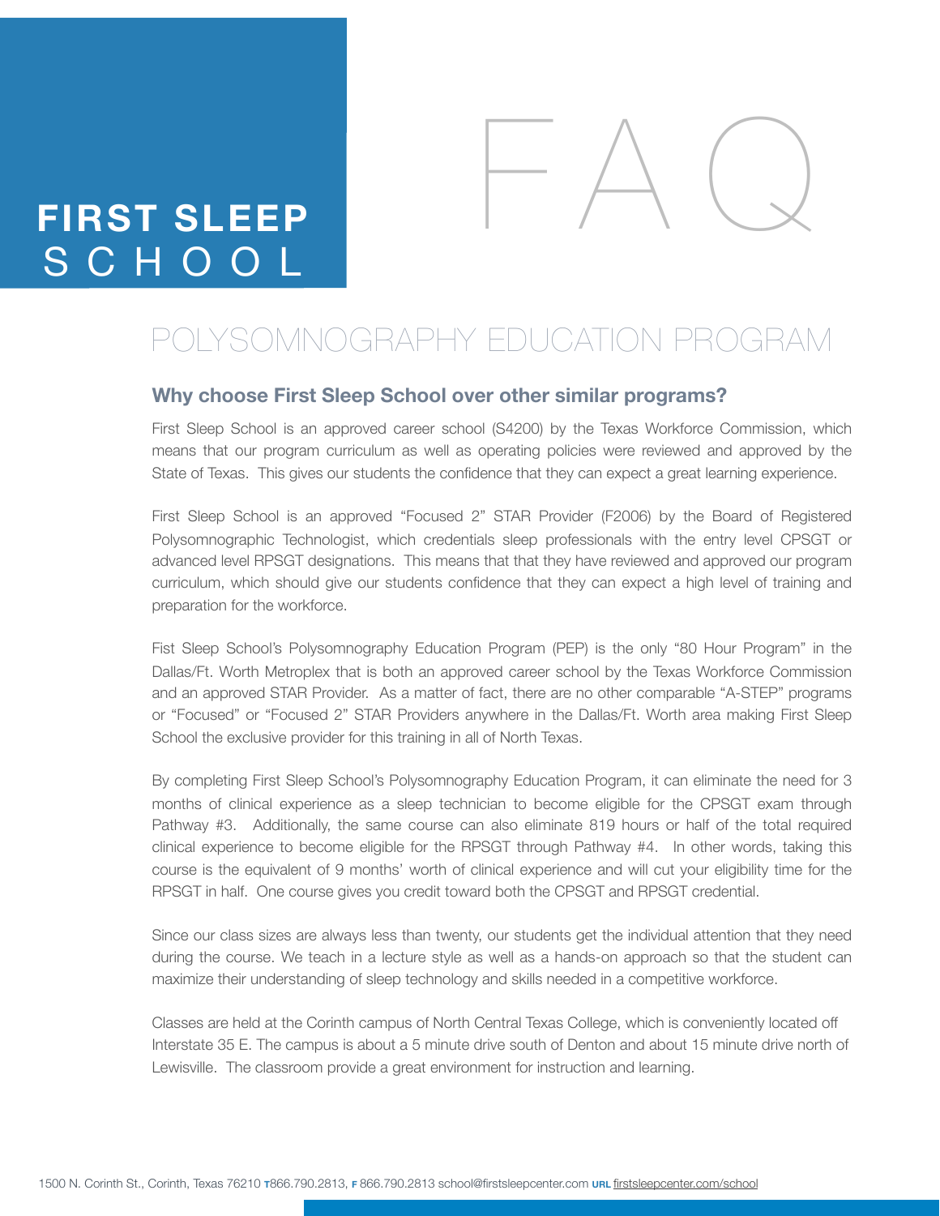# FIRST SLEEP SCHOOL

# FAQ

## POLYSOMNOGRAPHY EDUCATION PROGRAM

### Why choose First Sleep School over other similar programs?

First Sleep School is an approved career school (S4200) by the Texas Workforce Commission, which means that our program curriculum as well as operating policies were reviewed and approved by the State of Texas. This gives our students the confidence that they can expect a great learning experience.

First Sleep School is an approved "Focused 2" STAR Provider (F2006) by the Board of Registered Polysomnographic Technologist, which credentials sleep professionals with the entry level CPSGT or advanced level RPSGT designations. This means that that they have reviewed and approved our program curriculum, which should give our students confidence that they can expect a high level of training and preparation for the workforce.

Fist Sleep School's Polysomnography Education Program (PEP) is the only "80 Hour Program" in the Dallas/Ft. Worth Metroplex that is both an approved career school by the Texas Workforce Commission and an approved STAR Provider. As a matter of fact, there are no other comparable "A-STEP" programs or "Focused" or "Focused 2" STAR Providers anywhere in the Dallas/Ft. Worth area making First Sleep School the exclusive provider for this training in all of North Texas.

By completing First Sleep School's Polysomnography Education Program, it can eliminate the need for 3 months of clinical experience as a sleep technician to become eligible for the CPSGT exam through Pathway #3. Additionally, the same course can also eliminate 819 hours or half of the total required clinical experience to become eligible for the RPSGT through Pathway #4. In other words, taking this course is the equivalent of 9 months' worth of clinical experience and will cut your eligibility time for the RPSGT in half. One course gives you credit toward both the CPSGT and RPSGT credential.

Since our class sizes are always less than twenty, our students get the individual attention that they need during the course. We teach in a lecture style as well as a hands-on approach so that the student can maximize their understanding of sleep technology and skills needed in a competitive workforce.

Classes are held at the Corinth campus of North Central Texas College, which is conveniently located off Interstate 35 E. The campus is about a 5 minute drive south of Denton and about 15 minute drive north of Lewisville. The classroom provide a great environment for instruction and learning.

1500 N. Corinth St., Corinth, Texas 76210 T 866.790.2813, F 866.790.2813 school@firstsleepcenter.com URL firstsleepcenter.com/school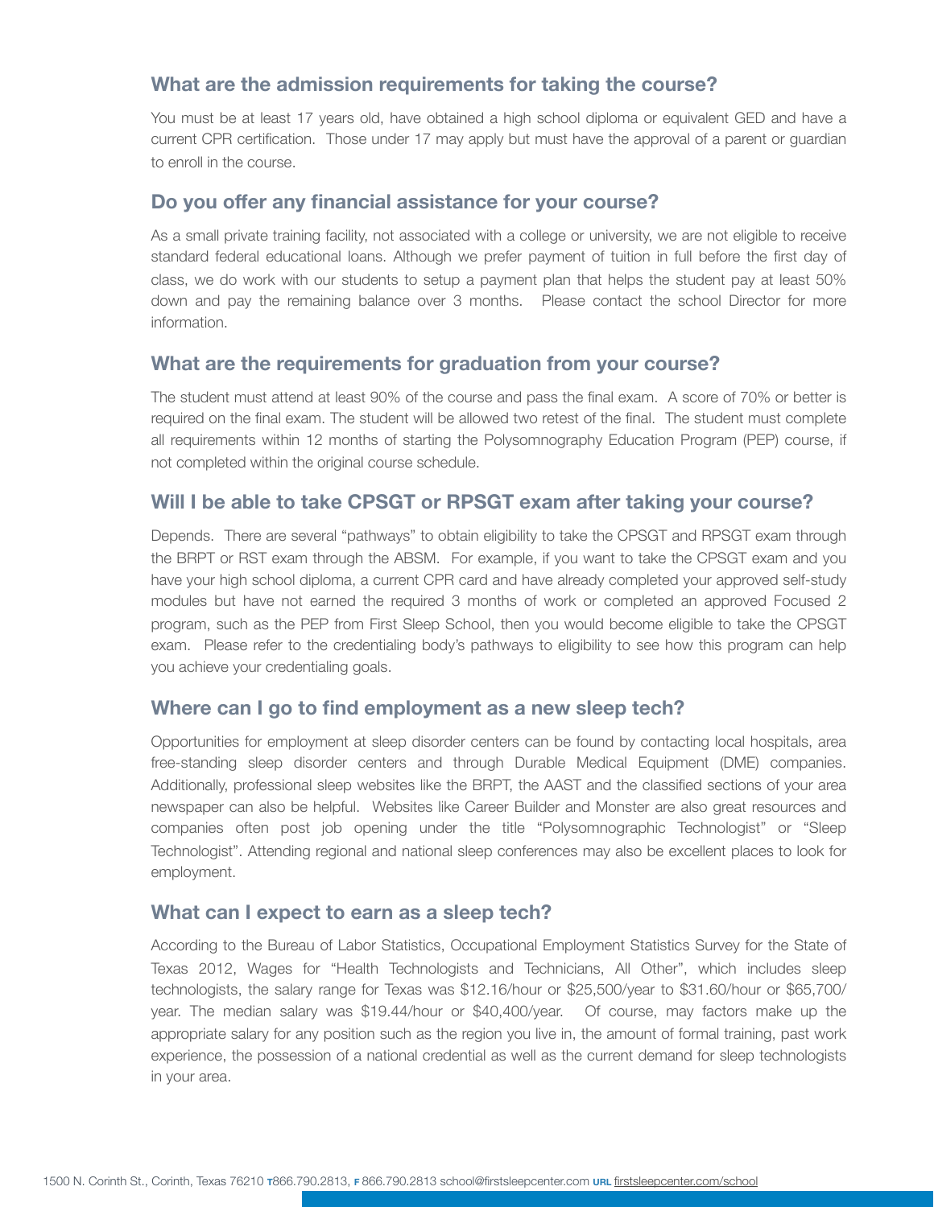## What are the admission requirements for taking the course?

You must be at least 17 years old, have obtained a high school diploma or equivalent GED and have a current CPR certification. Those under 17 may apply but must have the approval of a parent or guardian to enroll in the course.

## Do you offer any financial assistance for your course?

As a small private training facility, not associated with a college or university, we are not eligible to receive standard federal educational loans. Although we prefer payment of tuition in full before the first day of class, we do work with our students to setup a payment plan that helps the student pay at least 50% down and pay the remaining balance over 3 months. Please contact the school Director for more information.

## What are the requirements for graduation from your course?

The student must attend at least 90% of the course and pass the final exam. A score of 70% or better is required on the final exam. The student will be allowed two retest of the final. The student must complete all requirements within 12 months of starting the Polysomnography Education Program (PEP) course, if not completed within the original course schedule.

## Will I be able to take CPSGT or RPSGT exam after taking your course?

Depends. There are several "pathways" to obtain eligibility to take the CPSGT and RPSGT exam through the BRPT or RST exam through the ABSM. For example, if you want to take the CPSGT exam and you have your high school diploma, a current CPR card and have already completed your approved self-study modules but have not earned the required 3 months of work or completed an approved Focused 2 program, such as the PEP from First Sleep School, then you would become eligible to take the CPSGT exam. Please refer to the credentialing body's pathways to eligibility to see how this program can help you achieve your credentialing goals.

## Where can I go to find employment as a new sleep tech?

Opportunities for employment at sleep disorder centers can be found by contacting local hospitals, area free-standing sleep disorder centers and through Durable Medical Equipment (DME) companies. Additionally, professional sleep websites like the BRPT, the AAST and the classified sections of your area newspaper can also be helpful. Websites like Career Builder and Monster are also great resources and companies often post job opening under the title "Polysomnographic Technologist" or "Sleep Technologist". Attending regional and national sleep conferences may also be excellent places to look for employment.

## What can I expect to earn as a sleep tech?

According to the Bureau of Labor Statistics, Occupational Employment Statistics Survey for the State of Texas 2012, Wages for "Health Technologists and Technicians, All Other", which includes sleep technologists, the salary range for Texas was $12.16/hour or $25,500/year to $31.60/hour or $65,700/year. The median salary was $19.44/hour or $40,400/year. Of course, may factors make up the appropriate salary for any position such as the region you live in, the amount of formal training, past work experience, the possession of a national credential as well as the current demand for sleep technologists in your area.

1500 N. Corinth St., Corinth, Texas 76210 **T** 866.790.2813, **F** 866.790.2813 school@firstsleepcenter.com **URL** firstsleepcenter.com/school